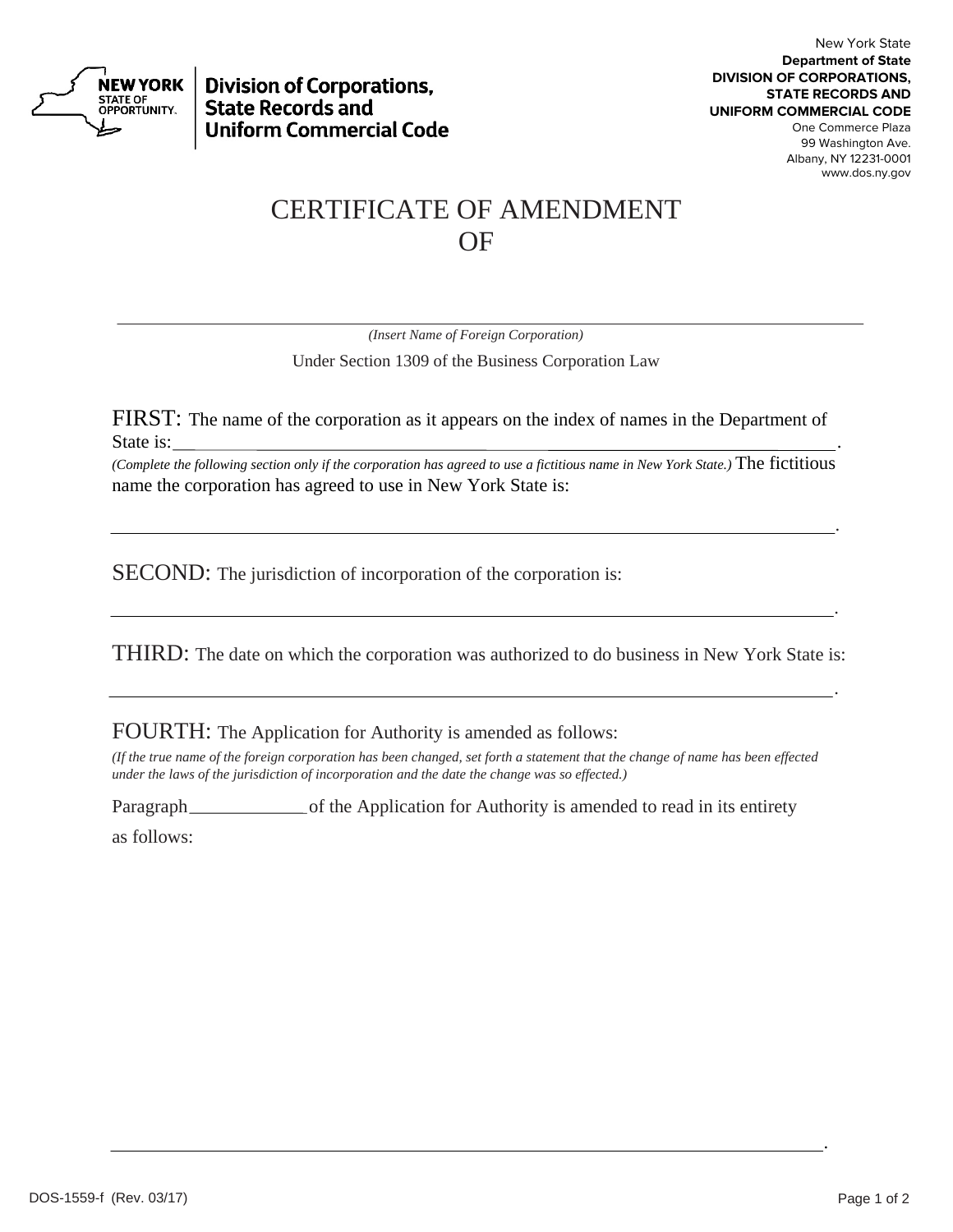New York State
**Department of State**
**DIVISION OF CORPORATIONS, STATE RECORDS AND UNIFORM COMMERCIAL CODE**
One Commerce Plaza
99 Washington Ave.
Albany, NY 12231-0001
www.dos.ny.gov

**NEW YORK STATE OF OPPORTUNITY.** | **Division of Corporations, State Records and Uniform Commercial Code**

# CERTIFICATE OF AMENDMENT OF

______________________________________________________________________

*(Insert Name of Foreign Corporation)*

Under Section 1309 of the Business Corporation Law

FIRST: The name of the corporation as it appears on the index of names in the Department of State is:______________________________________________________________.

*(Complete the following section only if the corporation has agreed to use a fictitious name in New York State.)* The fictitious name the corporation has agreed to use in New York State is:

______________________________________________________________________.

SECOND: The jurisdiction of incorporation of the corporation is:

______________________________________________________________________.

THIRD: The date on which the corporation was authorized to do business in New York State is:

______________________________________________________________________.

FOURTH: The Application for Authority is amended as follows:

*(If the true name of the foreign corporation has been changed, set forth a statement that the change of name has been effected under the laws of the jurisdiction of incorporation and the date the change was so effected.)*

Paragraph_____________of the Application for Authority is amended to read in its entirety as follows:

______________________________________________________________________.

DOS-1559-f (Rev. 03/17)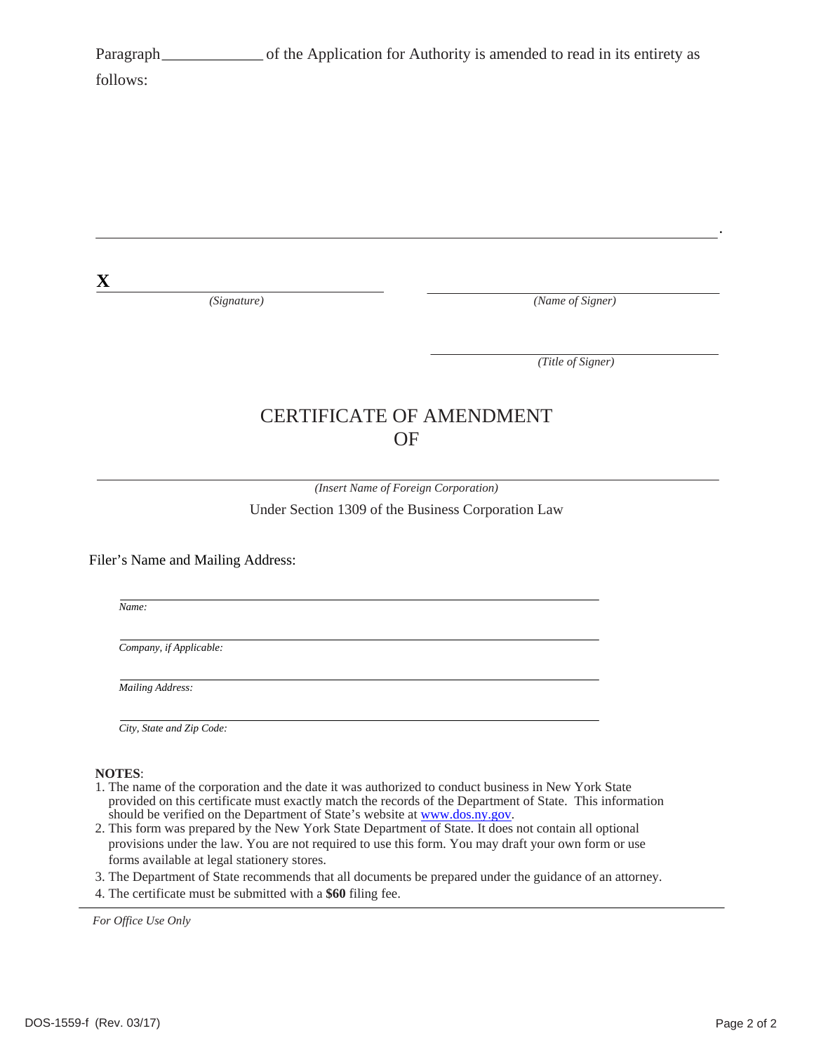Paragraph _____________ of the Application for Authority is amended to read in its entirety as follows:

________________________________________________________________________________.

**X** ______________________________
*(Signature)*

______________________________
*(Name of Signer)*

______________________________
*(Title of Signer)*

# CERTIFICATE OF AMENDMENT
# OF

________________________________________________________________________________
*(Insert Name of Foreign Corporation)*

Under Section 1309 of the Business Corporation Law

Filer's Name and Mailing Address:

______________________________________________
*Name:*

______________________________________________
*Company, if Applicable:*

______________________________________________
*Mailing Address:*

______________________________________________
*City, State and Zip Code:*

**NOTES**:

1. The name of the corporation and the date it was authorized to conduct business in New York State provided on this certificate must exactly match the records of the Department of State. This information should be verified on the Department of State's website at www.dos.ny.gov.
2. This form was prepared by the New York State Department of State. It does not contain all optional provisions under the law. You are not required to use this form. You may draft your own form or use forms available at legal stationery stores.
3. The Department of State recommends that all documents be prepared under the guidance of an attorney.
4. The certificate must be submitted with a **$60** filing fee.

*For Office Use Only*

DOS-1559-f (Rev. 03/17)